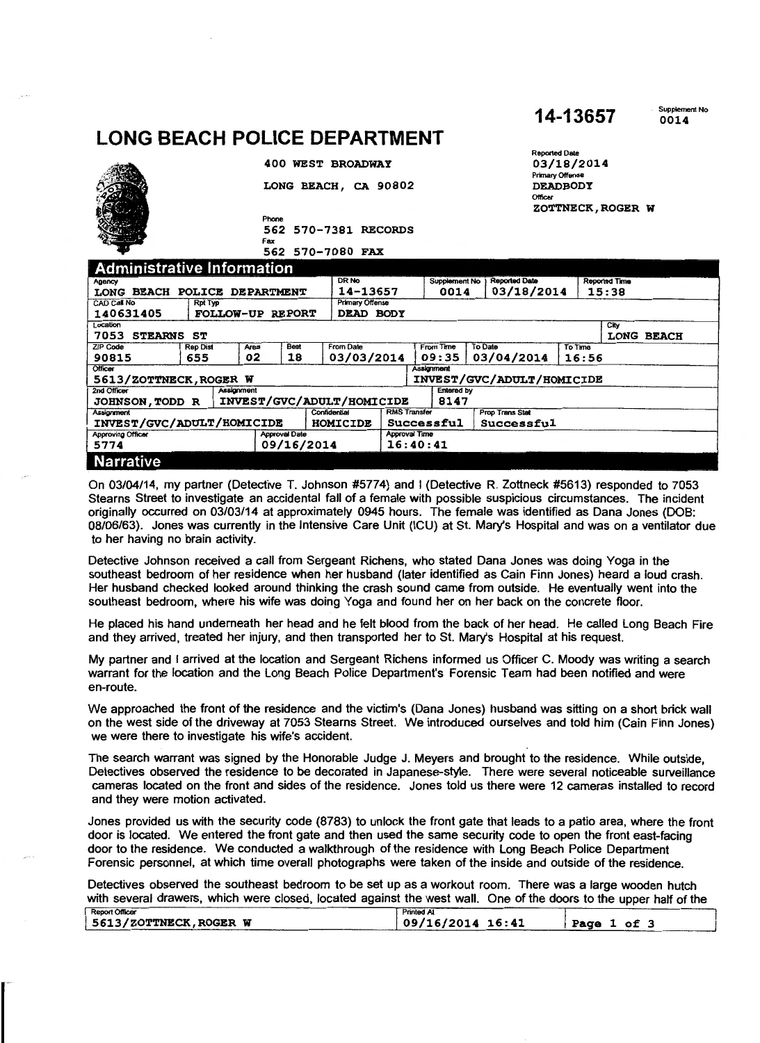# LONG BEACH POLICE DEPARTMENT

**14-13657** Supplement No **0014**

400 WEST BROADWAY
LONG BEACH, CA 90802

Phone
562 570-7381 RECORDS
Fax
562 570-7080 FAX

Reported Date
03/18/2014
Primary Offense
DEADBODY
Officer
ZOTTNECK, ROGER W

## Administrative Information

| Agency | | | | DR No | Supplement No | Reported Date | Reported Time | |
|---|---|---|---|---|---|---|---|---|
| LONG BEACH POLICE DEPARTMENT | | | | 14-13657 | 0014 | 03/18/2014 | 15:38 | |

| CAD Call No | Rpt Typ | Primary Offense |
|---|---|---|
| 140631405 | FOLLOW-UP REPORT | DEAD BODY |

| Location | City |
|---|---|
| 7053 STEARNS ST | LONG BEACH |

| ZIP Code | Rep Dist | Area | Beat | From Date | From Time | To Date | To Time |
|---|---|---|---|---|---|---|---|
| 90815 | 655 | 02 | 18 | 03/03/2014 | 09:35 | 03/04/2014 | 16:56 |

| Officer | Assignment |
|---|---|
| 5613/ZOTTNECK, ROGER W | INVEST/GVC/ADULT/HOMICIDE |

| 2nd Officer | Assignment | Entered by |
|---|---|---|
| JOHNSON, TODD R | INVEST/GVC/ADULT/HOMICIDE | 8147 |

| Assignment | Confidential | RMS Transfer | Prop Trans Stat |
|---|---|---|---|
| INVEST/GVC/ADULT/HOMICIDE | HOMICIDE | Successful | Successful |

| Approving Officer | Approval Date | Approval Time |
|---|---|---|
| 5774 | 09/16/2014 | 16:40:41 |

## Narrative

On 03/04/14, my partner (Detective T. Johnson #5774) and I (Detective R. Zottneck #5613) responded to 7053 Stearns Street to investigate an accidental fall of a female with possible suspicious circumstances. The incident originally occurred on 03/03/14 at approximately 0945 hours. The female was identified as Dana Jones (DOB: 08/06/63). Jones was currently in the Intensive Care Unit (ICU) at St. Mary's Hospital and was on a ventilator due to her having no brain activity.

Detective Johnson received a call from Sergeant Richens, who stated Dana Jones was doing Yoga in the southeast bedroom of her residence when her husband (later identified as Cain Finn Jones) heard a loud crash. Her husband checked looked around thinking the crash sound came from outside. He eventually went into the southeast bedroom, where his wife was doing Yoga and found her on her back on the concrete floor.

He placed his hand underneath her head and he felt blood from the back of her head. He called Long Beach Fire and they arrived, treated her injury, and then transported her to St. Mary's Hospital at his request.

My partner and I arrived at the location and Sergeant Richens informed us Officer C. Moody was writing a search warrant for the location and the Long Beach Police Department's Forensic Team had been notified and were en-route.

We approached the front of the residence and the victim's (Dana Jones) husband was sitting on a short brick wall on the west side of the driveway at 7053 Stearns Street. We introduced ourselves and told him (Cain Finn Jones) we were there to investigate his wife's accident.

The search warrant was signed by the Honorable Judge J. Meyers and brought to the residence. While outside, Detectives observed the residence to be decorated in Japanese-style. There were several noticeable surveillance cameras located on the front and sides of the residence. Jones told us there were 12 cameras installed to record and they were motion activated.

Jones provided us with the security code (8783) to unlock the front gate that leads to a patio area, where the front door is located. We entered the front gate and then used the same security code to open the front east-facing door to the residence. We conducted a walkthrough of the residence with Long Beach Police Department Forensic personnel, at which time overall photographs were taken of the inside and outside of the residence.

Detectives observed the southeast bedroom to be set up as a workout room. There was a large wooden hutch with several drawers, which were closed, located against the west wall. One of the doors to the upper half of the

| Report Officer | Printed At |
|---|---|
| 5613/ZOTTNECK, ROGER W | 09/16/2014 16:41 |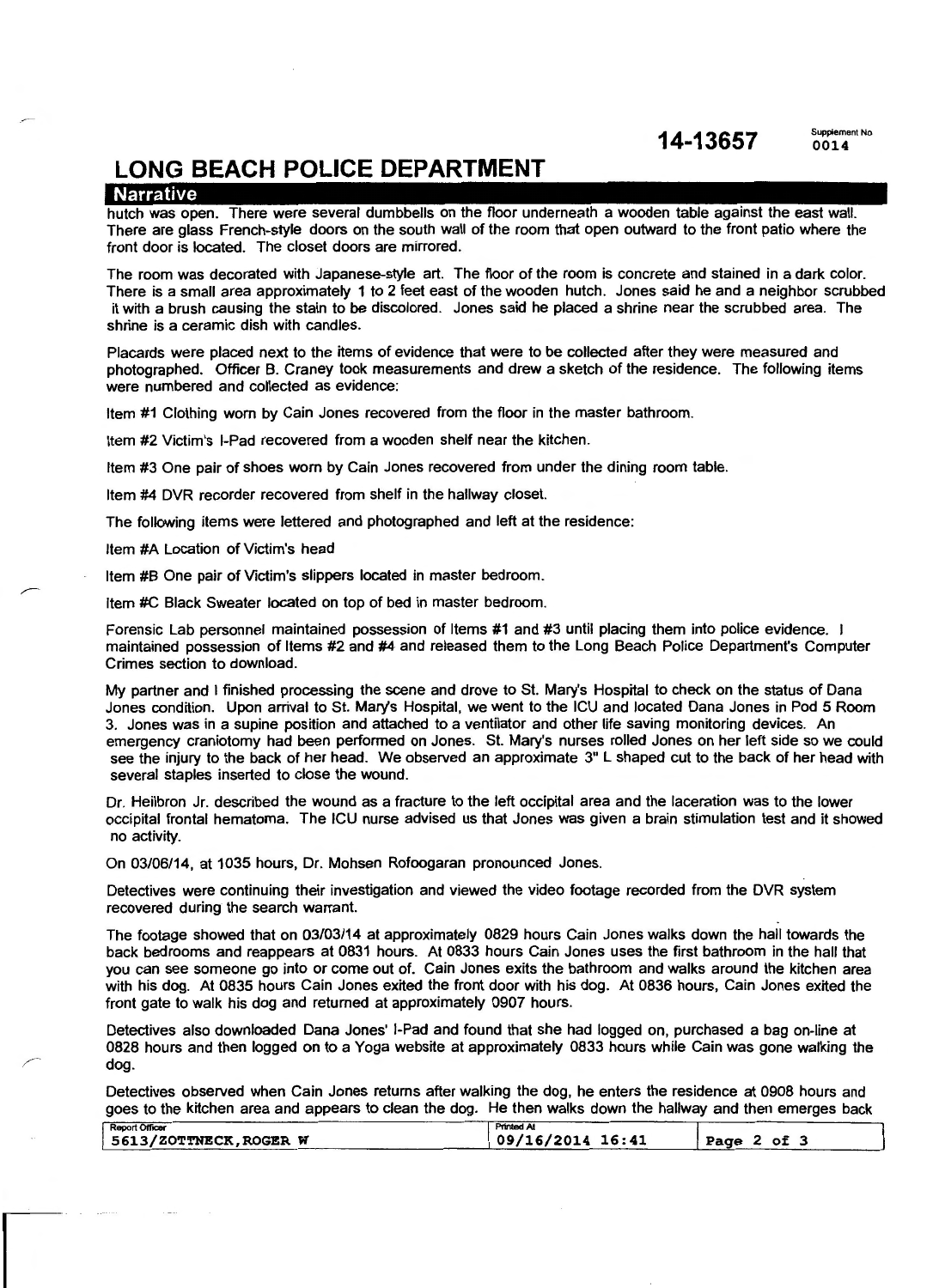# LONG BEACH POLICE DEPARTMENT

14-13657 Supplement No 0014

## Narrative

hutch was open. There were several dumbbells on the floor underneath a wooden table against the east wall. There are glass French-style doors on the south wall of the room that open outward to the front patio where the front door is located. The closet doors are mirrored.

The room was decorated with Japanese-style art. The floor of the room is concrete and stained in a dark color. There is a small area approximately 1 to 2 feet east of the wooden hutch. Jones said he and a neighbor scrubbed it with a brush causing the stain to be discolored. Jones said he placed a shrine near the scrubbed area. The shrine is a ceramic dish with candles.

Placards were placed next to the items of evidence that were to be collected after they were measured and photographed. Officer B. Craney took measurements and drew a sketch of the residence. The following items were numbered and collected as evidence:

Item #1 Clothing worn by Cain Jones recovered from the floor in the master bathroom.

Item #2 Victim's I-Pad recovered from a wooden shelf near the kitchen.

Item #3 One pair of shoes worn by Cain Jones recovered from under the dining room table.

Item #4 DVR recorder recovered from shelf in the hallway closet.

The following items were lettered and photographed and left at the residence:

Item #A Location of Victim's head

Item #B One pair of Victim's slippers located in master bedroom.

Item #C Black Sweater located on top of bed in master bedroom.

Forensic Lab personnel maintained possession of Items #1 and #3 until placing them into police evidence. I maintained possession of Items #2 and #4 and released them to the Long Beach Police Department's Computer Crimes section to download.

My partner and I finished processing the scene and drove to St. Mary's Hospital to check on the status of Dana Jones condition. Upon arrival to St. Mary's Hospital, we went to the ICU and located Dana Jones in Pod 5 Room 3. Jones was in a supine position and attached to a ventilator and other life saving monitoring devices. An emergency craniotomy had been performed on Jones. St. Mary's nurses rolled Jones on her left side so we could see the injury to the back of her head. We observed an approximate 3" L shaped cut to the back of her head with several staples inserted to close the wound.

Dr. Heilbron Jr. described the wound as a fracture to the left occipital area and the laceration was to the lower occipital frontal hematoma. The ICU nurse advised us that Jones was given a brain stimulation test and it showed no activity.

On 03/06/14, at 1035 hours, Dr. Mohsen Rofoogaran pronounced Jones.

Detectives were continuing their investigation and viewed the video footage recorded from the DVR system recovered during the search warrant.

The footage showed that on 03/03/14 at approximately 0829 hours Cain Jones walks down the hall towards the back bedrooms and reappears at 0831 hours. At 0833 hours Cain Jones uses the first bathroom in the hall that you can see someone go into or come out of. Cain Jones exits the bathroom and walks around the kitchen area with his dog. At 0835 hours Cain Jones exited the front door with his dog. At 0836 hours, Cain Jones exited the front gate to walk his dog and returned at approximately 0907 hours.

Detectives also downloaded Dana Jones' I-Pad and found that she had logged on, purchased a bag on-line at 0828 hours and then logged on to a Yoga website at approximately 0833 hours while Cain was gone walking the dog.

Detectives observed when Cain Jones returns after walking the dog, he enters the residence at 0908 hours and goes to the kitchen area and appears to clean the dog. He then walks down the hallway and then emerges back

| Report Officer | Printed At |
|---|---|
| 5613/ZOTTNECK,ROGER W | 09/16/2014 16:41 |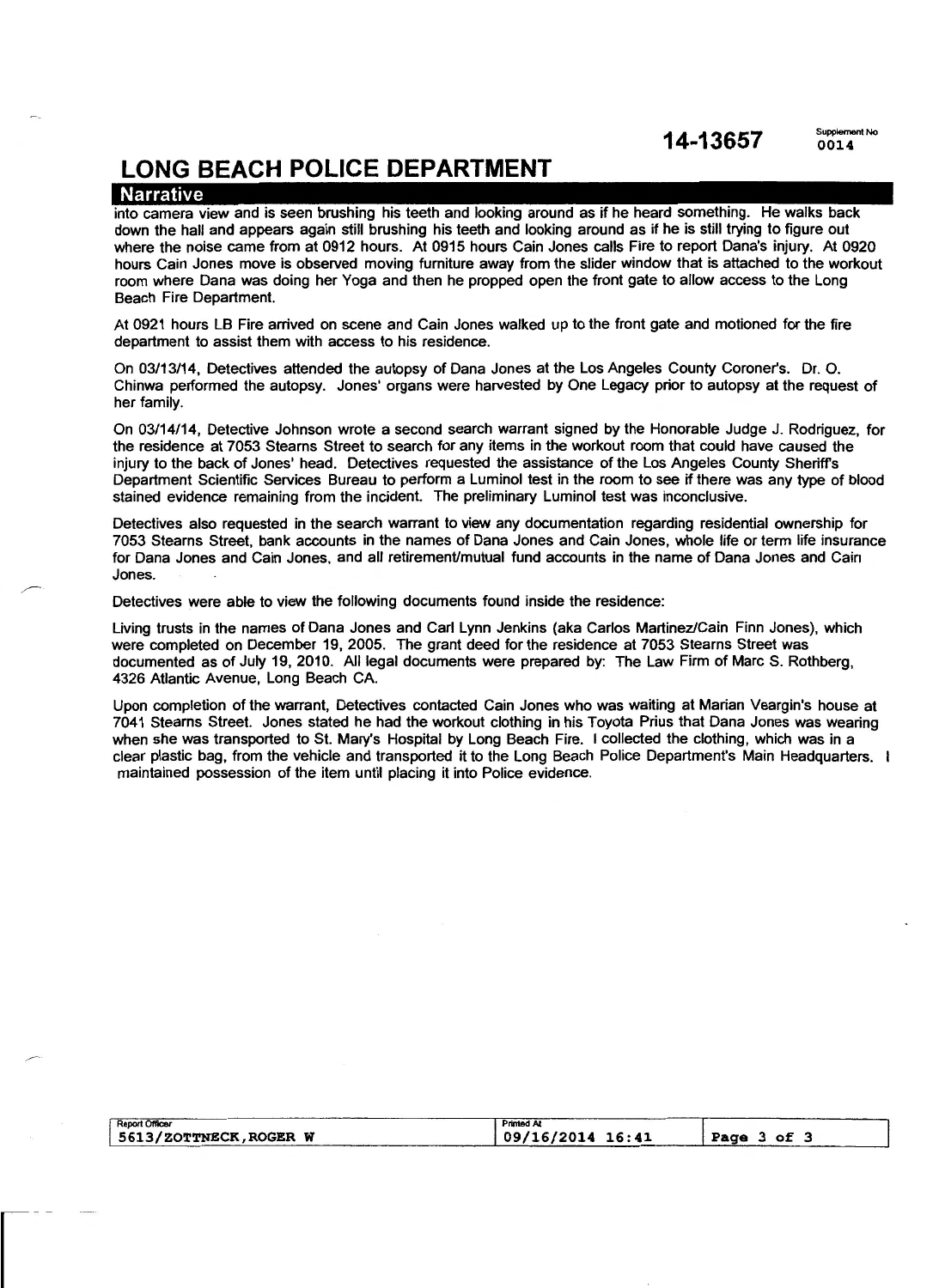14-13657 Supplement No 0014

# LONG BEACH POLICE DEPARTMENT

## Narrative

into camera view and is seen brushing his teeth and looking around as if he heard something. He walks back down the hall and appears again still brushing his teeth and looking around as if he is still trying to figure out where the noise came from at 0912 hours. At 0915 hours Cain Jones calls Fire to report Dana's injury. At 0920 hours Cain Jones move is observed moving furniture away from the slider window that is attached to the workout room where Dana was doing her Yoga and then he propped open the front gate to allow access to the Long Beach Fire Department.

At 0921 hours LB Fire arrived on scene and Cain Jones walked up to the front gate and motioned for the fire department to assist them with access to his residence.

On 03/13/14, Detectives attended the autopsy of Dana Jones at the Los Angeles County Coroner's. Dr. O. Chinwa performed the autopsy. Jones' organs were harvested by One Legacy prior to autopsy at the request of her family.

On 03/14/14, Detective Johnson wrote a second search warrant signed by the Honorable Judge J. Rodriguez, for the residence at 7053 Stearns Street to search for any items in the workout room that could have caused the injury to the back of Jones' head. Detectives requested the assistance of the Los Angeles County Sheriff's Department Scientific Services Bureau to perform a Luminol test in the room to see if there was any type of blood stained evidence remaining from the incident. The preliminary Luminol test was inconclusive.

Detectives also requested in the search warrant to view any documentation regarding residential ownership for 7053 Stearns Street, bank accounts in the names of Dana Jones and Cain Jones, whole life or term life insurance for Dana Jones and Cain Jones, and all retirement/mutual fund accounts in the name of Dana Jones and Cain Jones.

Detectives were able to view the following documents found inside the residence:

Living trusts in the names of Dana Jones and Carl Lynn Jenkins (aka Carlos Martinez/Cain Finn Jones), which were completed on December 19, 2005. The grant deed for the residence at 7053 Stearns Street was documented as of July 19, 2010. All legal documents were prepared by: The Law Firm of Marc S. Rothberg, 4326 Atlantic Avenue, Long Beach CA.

Upon completion of the warrant, Detectives contacted Cain Jones who was waiting at Marian Veargin's house at 7041 Stearns Street. Jones stated he had the workout clothing in his Toyota Prius that Dana Jones was wearing when she was transported to St. Mary's Hospital by Long Beach Fire. I collected the clothing, which was in a clear plastic bag, from the vehicle and transported it to the Long Beach Police Department's Main Headquarters. I maintained possession of the item until placing it into Police evidence.

| Report Officer | Printed At |
| --- | --- |
| 5613/ZOTTNECK,ROGER W | 09/16/2014 16:41 |